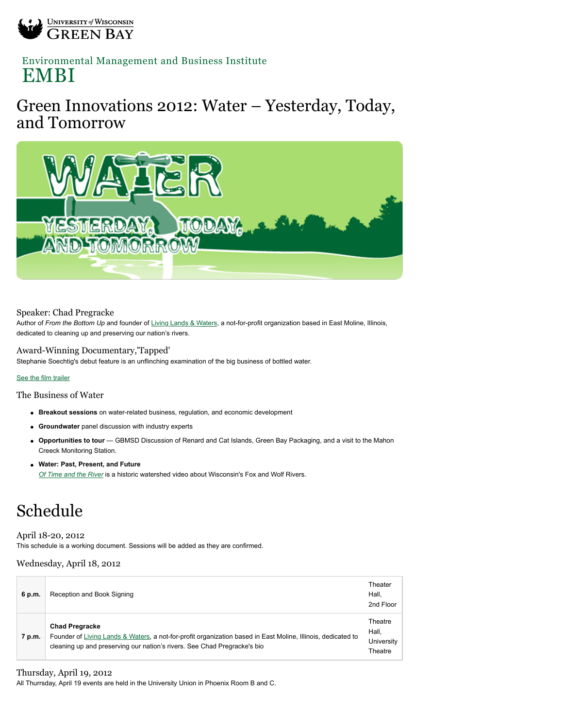University of Wisconsin GREEN BAY

Environmental Management and Business Institute
EMBI

# Green Innovations 2012: Water – Yesterday, Today, and Tomorrow

### Speaker: Chad Pregracke

Author of *From the Bottom Up* and founder of Living Lands & Waters, a not-for-profit organization based in East Moline, Illinois, dedicated to cleaning up and preserving our nation's rivers.

### Award-Winning Documentary,'Tapped'

Stephanie Soechtig's debut feature is an unflinching examination of the big business of bottled water.

See the film trailer

### The Business of Water

- **Breakout sessions** on water-related business, regulation, and economic development
- **Groundwater** panel discussion with industry experts
- **Opportunities to tour** — GBMSD Discussion of Renard and Cat Islands, Green Bay Packaging, and a visit to the Mahon Creeck Monitoring Station.
- **Water: Past, Present, and Future**
  *Of Time and the River* is a historic watershed video about Wisconsin's Fox and Wolf Rivers.

# Schedule

### April 18-20, 2012

This schedule is a working document. Sessions will be added as they are confirmed.

### Wednesday, April 18, 2012

| | | |
|---|---|---|
| **6 p.m.** | Reception and Book Signing | Theater Hall, 2nd Floor |
| **7 p.m.** | **Chad Pregracke**<br>Founder of Living Lands & Waters, a not-for-profit organization based in East Moline, Illinois, dedicated to cleaning up and preserving our nation's rivers. See Chad Pregracke's bio | Theatre Hall, University Theatre |

### Thursday, April 19, 2012

All Thurrsday, April 19 events are held in the University Union in Phoenix Room B and C.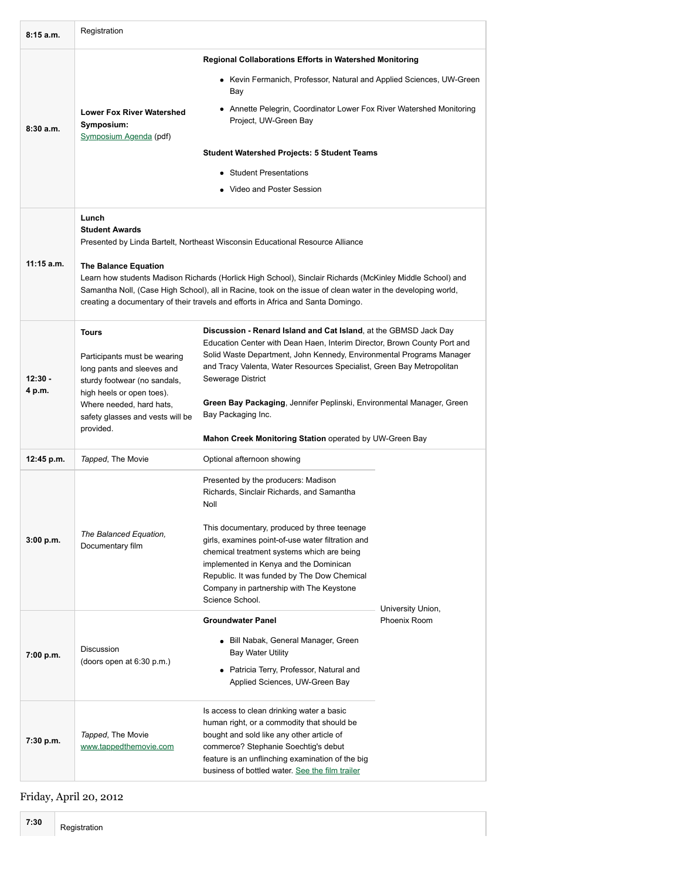| | | | |
|---|---|---|---|
| **8:15 a.m.** | Registration | | |
| **8:30 a.m.** | **Lower Fox River Watershed Symposium:** [Symposium Agenda](#) (pdf) | **Regional Collaborations Efforts in Watershed Monitoring**<br>• Kevin Fermanich, Professor, Natural and Applied Sciences, UW-Green Bay<br>• Annette Pelegrin, Coordinator Lower Fox River Watershed Monitoring Project, UW-Green Bay<br><br>**Student Watershed Projects: 5 Student Teams**<br>• Student Presentations<br>• Video and Poster Session | |
| **11:15 a.m.** | **Lunch**<br>**Student Awards**<br>Presented by Linda Bartelt, Northeast Wisconsin Educational Resource Alliance<br><br>**The Balance Equation**<br>Learn how students Madison Richards (Horlick High School), Sinclair Richards (McKinley Middle School) and Samantha Noll, (Case High School), all in Racine, took on the issue of clean water in the developing world, creating a documentary of their travels and efforts in Africa and Santa Domingo. | | |
| **12:30 - 4 p.m.** | **Tours**<br><br>Participants must be wearing long pants and sleeves and sturdy footwear (no sandals, high heels or open toes). Where needed, hard hats, safety glasses and vests will be provided. | **Discussion - Renard Island and Cat Island**, at the GBMSD Jack Day Education Center with Dean Haen, Interim Director, Brown County Port and Solid Waste Department, John Kennedy, Environmental Programs Manager and Tracy Valenta, Water Resources Specialist, Green Bay Metropolitan Sewerage District<br><br>**Green Bay Packaging**, Jennifer Peplinski, Environmental Manager, Green Bay Packaging Inc.<br><br>**Mahon Creek Monitoring Station** operated by UW-Green Bay | |
| **12:45 p.m.** | *Tapped*, The Movie | Optional afternoon showing | University Union, Phoenix Room |
| **3:00 p.m.** | *The Balanced Equation*, Documentary film | Presented by the producers: Madison Richards, Sinclair Richards, and Samantha Noll<br><br>This documentary, produced by three teenage girls, examines point-of-use water filtration and chemical treatment systems which are being implemented in Kenya and the Dominican Republic. It was funded by The Dow Chemical Company in partnership with The Keystone Science School. | |
| **7:00 p.m.** | Discussion<br>(doors open at 6:30 p.m.) | **Groundwater Panel**<br>• Bill Nabak, General Manager, Green Bay Water Utility<br>• Patricia Terry, Professor, Natural and Applied Sciences, UW-Green Bay | |
| **7:30 p.m.** | *Tapped*, The Movie<br>[www.tappedthemovie.com](#) | Is access to clean drinking water a basic human right, or a commodity that should be bought and sold like any other article of commerce? Stephanie Soechtig's debut feature is an unflinching examination of the big business of bottled water. [See the film trailer](#) | |

## Friday, April 20, 2012

| | |
|---|---|
| **7:30** | Registration |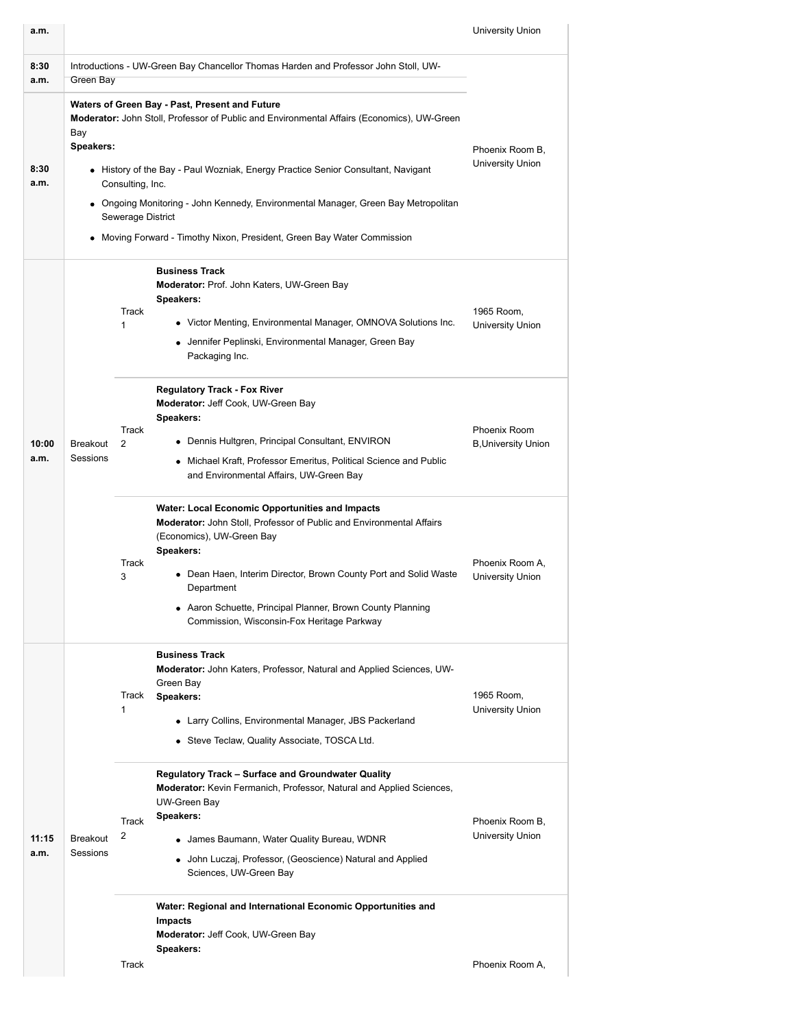| Time | | | Session | Location |
|---|---|---|---|---|
| a.m. | | | | University Union |
| 8:30 a.m. | Introductions - UW-Green Bay Chancellor Thomas Harden and Professor John Stoll, UW-Green Bay | | | |
| 8:30 a.m. | **Waters of Green Bay - Past, Present and Future**<br>**Moderator:** John Stoll, Professor of Public and Environmental Affairs (Economics), UW-Green Bay<br>**Speakers:**<br>• History of the Bay - Paul Wozniak, Energy Practice Senior Consultant, Navigant Consulting, Inc.<br>• Ongoing Monitoring - John Kennedy, Environmental Manager, Green Bay Metropolitan Sewerage District<br>• Moving Forward - Timothy Nixon, President, Green Bay Water Commission | | | Phoenix Room B, University Union |
| 10:00 a.m. | Breakout Sessions | Track 1 | **Business Track**<br>**Moderator:** Prof. John Katers, UW-Green Bay<br>**Speakers:**<br>• Victor Menting, Environmental Manager, OMNOVA Solutions Inc.<br>• Jennifer Peplinski, Environmental Manager, Green Bay Packaging Inc. | 1965 Room, University Union |
| | | Track 2 | **Regulatory Track - Fox River**<br>**Moderator:** Jeff Cook, UW-Green Bay<br>**Speakers:**<br>• Dennis Hultgren, Principal Consultant, ENVIRON<br>• Michael Kraft, Professor Emeritus, Political Science and Public and Environmental Affairs, UW-Green Bay | Phoenix Room B,University Union |
| | | Track 3 | **Water: Local Economic Opportunities and Impacts**<br>**Moderator:** John Stoll, Professor of Public and Environmental Affairs (Economics), UW-Green Bay<br>**Speakers:**<br>• Dean Haen, Interim Director, Brown County Port and Solid Waste Department<br>• Aaron Schuette, Principal Planner, Brown County Planning Commission, Wisconsin-Fox Heritage Parkway | Phoenix Room A, University Union |
| 11:15 a.m. | Breakout Sessions | Track 1 | **Business Track**<br>**Moderator:** John Katers, Professor, Natural and Applied Sciences, UW-Green Bay<br>**Speakers:**<br>• Larry Collins, Environmental Manager, JBS Packerland<br>• Steve Teclaw, Quality Associate, TOSCA Ltd. | 1965 Room, University Union |
| | | Track 2 | **Regulatory Track – Surface and Groundwater Quality**<br>**Moderator:** Kevin Fermanich, Professor, Natural and Applied Sciences, UW-Green Bay<br>**Speakers:**<br>• James Baumann, Water Quality Bureau, WDNR<br>• John Luczaj, Professor, (Geoscience) Natural and Applied Sciences, UW-Green Bay | Phoenix Room B, University Union |
| | | Track | **Water: Regional and International Economic Opportunities and Impacts**<br>**Moderator:** Jeff Cook, UW-Green Bay<br>**Speakers:** | Phoenix Room A, |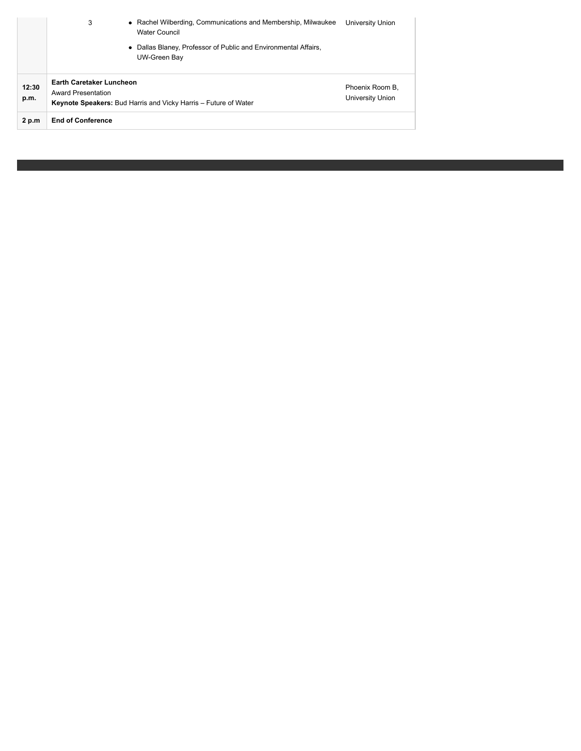| | | | |
|---|---|---|---|
| | 3 | • Rachel Wilberding, Communications and Membership, Milwaukee Water Council<br>• Dallas Blaney, Professor of Public and Environmental Affairs, UW-Green Bay | University Union |
| **12:30 p.m.** | **Earth Caretaker Luncheon**<br>Award Presentation<br>**Keynote Speakers:** Bud Harris and Vicky Harris – Future of Water | | Phoenix Room B, University Union |
| **2 p.m** | **End of Conference** | | |